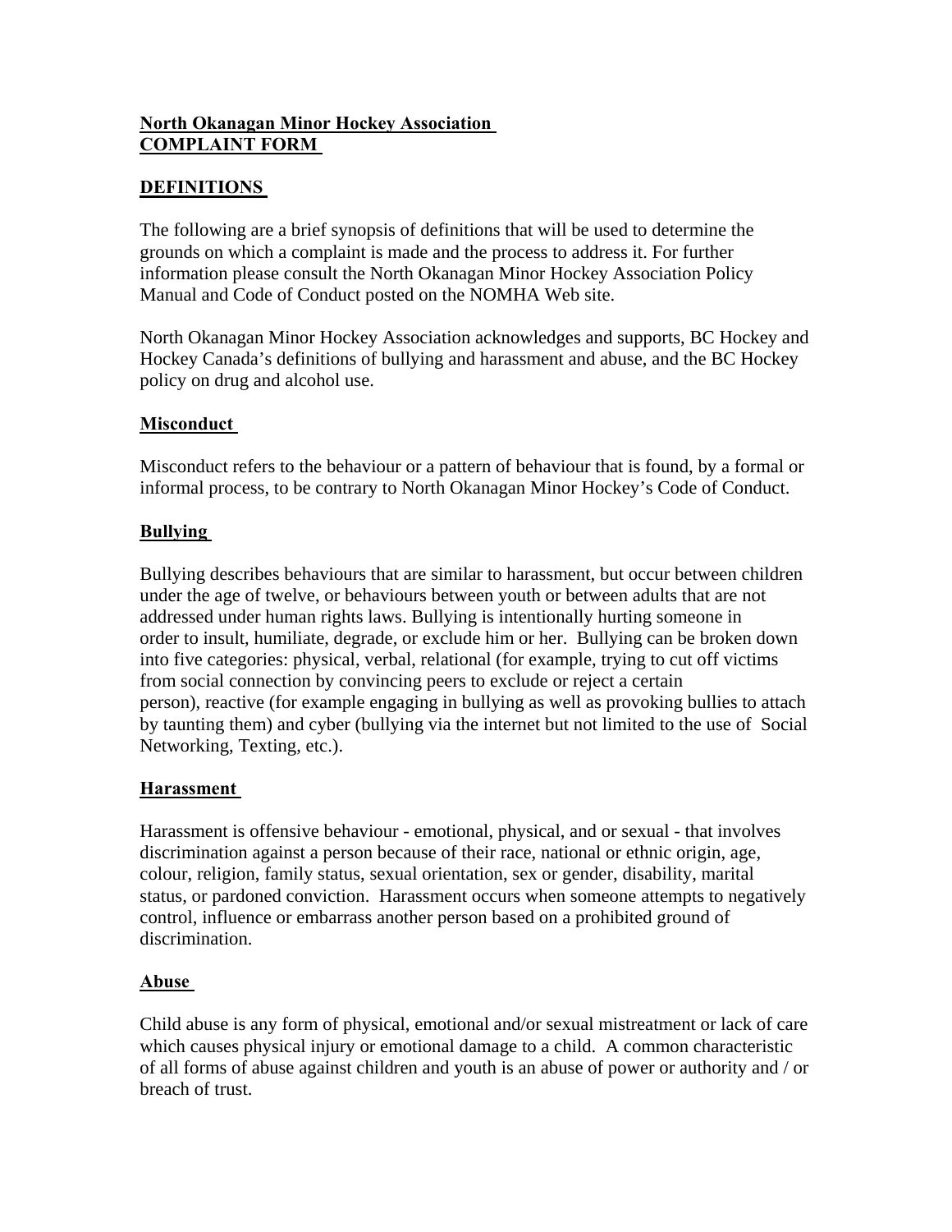**North Okanagan Minor Hockey Association**
**COMPLAINT FORM**

## DEFINITIONS

The following are a brief synopsis of definitions that will be used to determine the grounds on which a complaint is made and the process to address it. For further information please consult the North Okanagan Minor Hockey Association Policy Manual and Code of Conduct posted on the NOMHA Web site.

North Okanagan Minor Hockey Association acknowledges and supports, BC Hockey and Hockey Canada's definitions of bullying and harassment and abuse, and the BC Hockey policy on drug and alcohol use.

### Misconduct

Misconduct refers to the behaviour or a pattern of behaviour that is found, by a formal or informal process, to be contrary to North Okanagan Minor Hockey's Code of Conduct.

### Bullying

Bullying describes behaviours that are similar to harassment, but occur between children under the age of twelve, or behaviours between youth or between adults that are not addressed under human rights laws. Bullying is intentionally hurting someone in order to insult, humiliate, degrade, or exclude him or her. Bullying can be broken down into five categories: physical, verbal, relational (for example, trying to cut off victims from social connection by convincing peers to exclude or reject a certain person), reactive (for example engaging in bullying as well as provoking bullies to attach by taunting them) and cyber (bullying via the internet but not limited to the use of Social Networking, Texting, etc.).

### Harassment

Harassment is offensive behaviour - emotional, physical, and or sexual - that involves discrimination against a person because of their race, national or ethnic origin, age, colour, religion, family status, sexual orientation, sex or gender, disability, marital status, or pardoned conviction. Harassment occurs when someone attempts to negatively control, influence or embarrass another person based on a prohibited ground of discrimination.

### Abuse

Child abuse is any form of physical, emotional and/or sexual mistreatment or lack of care which causes physical injury or emotional damage to a child. A common characteristic of all forms of abuse against children and youth is an abuse of power or authority and / or breach of trust.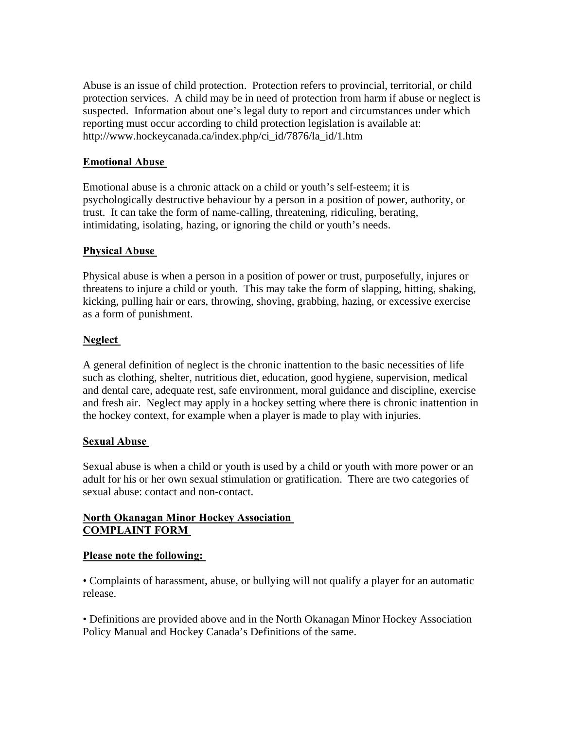Abuse is an issue of child protection. Protection refers to provincial, territorial, or child protection services. A child may be in need of protection from harm if abuse or neglect is suspected. Information about one's legal duty to report and circumstances under which reporting must occur according to child protection legislation is available at: http://www.hockeycanada.ca/index.php/ci_id/7876/la_id/1.htm

**Emotional Abuse**

Emotional abuse is a chronic attack on a child or youth's self-esteem; it is psychologically destructive behaviour by a person in a position of power, authority, or trust. It can take the form of name-calling, threatening, ridiculing, berating, intimidating, isolating, hazing, or ignoring the child or youth's needs.

**Physical Abuse**

Physical abuse is when a person in a position of power or trust, purposefully, injures or threatens to injure a child or youth. This may take the form of slapping, hitting, shaking, kicking, pulling hair or ears, throwing, shoving, grabbing, hazing, or excessive exercise as a form of punishment.

**Neglect**

A general definition of neglect is the chronic inattention to the basic necessities of life such as clothing, shelter, nutritious diet, education, good hygiene, supervision, medical and dental care, adequate rest, safe environment, moral guidance and discipline, exercise and fresh air. Neglect may apply in a hockey setting where there is chronic inattention in the hockey context, for example when a player is made to play with injuries.

**Sexual Abuse**

Sexual abuse is when a child or youth is used by a child or youth with more power or an adult for his or her own sexual stimulation or gratification. There are two categories of sexual abuse: contact and non-contact.

**North Okanagan Minor Hockey Association**
**COMPLAINT FORM**

**Please note the following:**

- Complaints of harassment, abuse, or bullying will not qualify a player for an automatic release.

- Definitions are provided above and in the North Okanagan Minor Hockey Association Policy Manual and Hockey Canada's Definitions of the same.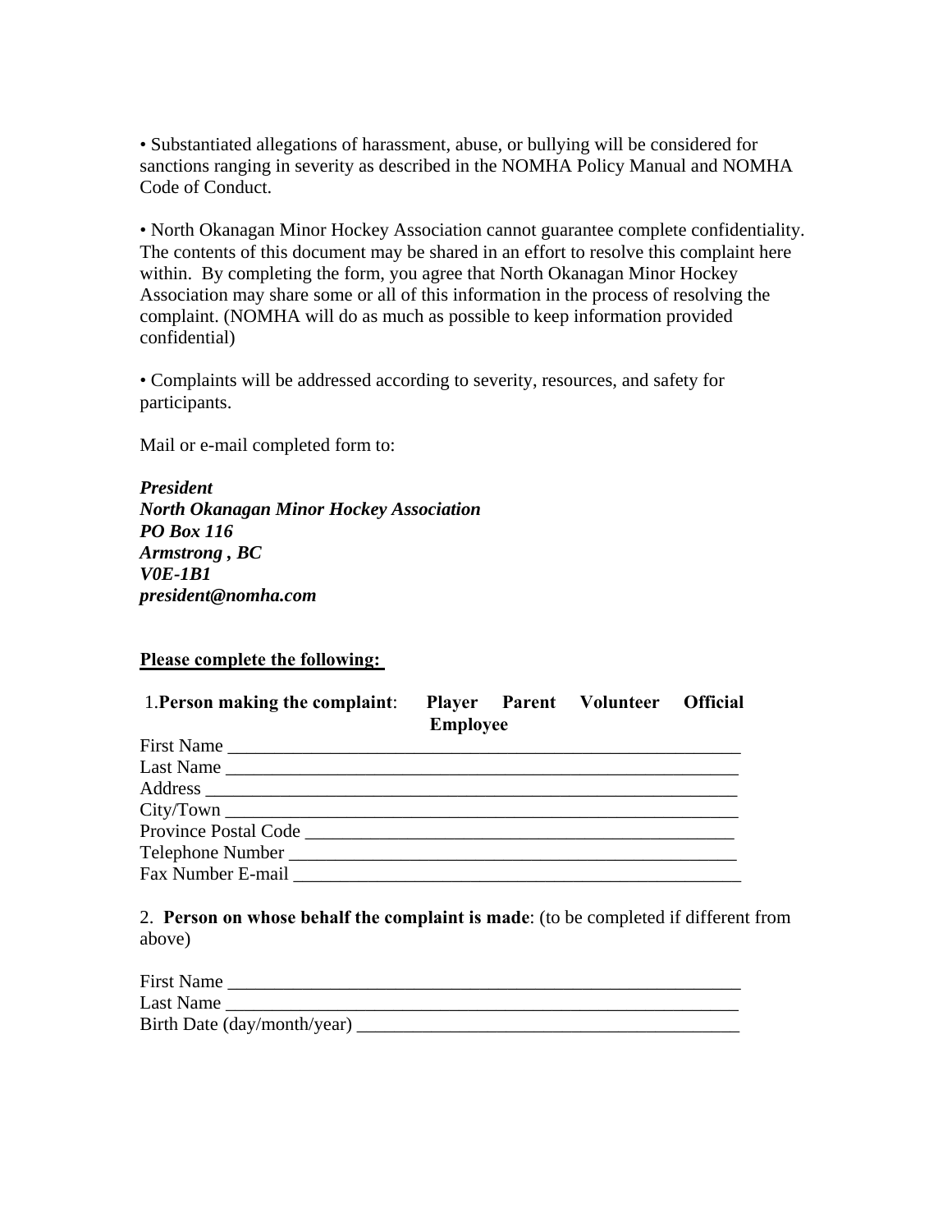• Substantiated allegations of harassment, abuse, or bullying will be considered for sanctions ranging in severity as described in the NOMHA Policy Manual and NOMHA Code of Conduct.

• North Okanagan Minor Hockey Association cannot guarantee complete confidentiality. The contents of this document may be shared in an effort to resolve this complaint here within. By completing the form, you agree that North Okanagan Minor Hockey Association may share some or all of this information in the process of resolving the complaint. (NOMHA will do as much as possible to keep information provided confidential)

• Complaints will be addressed according to severity, resources, and safety for participants.

Mail or e-mail completed form to:

***President***
***North Okanagan Minor Hockey Association***
***PO Box 116***
***Armstrong , BC***
***V0E-1B1***
***president@nomha.com***

**Please complete the following:**

1.**Person making the complaint**: **Player Parent Volunteer Official Employee**

First Name ________________________________________________________
Last Name ________________________________________________________
Address __________________________________________________________
City/Town ________________________________________________________
Province Postal Code _____________________________________________
Telephone Number _________________________________________________
Fax Number E-mail ________________________________________________

2. **Person on whose behalf the complaint is made**: (to be completed if different from above)

First Name ________________________________________________________
Last Name ________________________________________________________
Birth Date (day/month/year) _______________________________________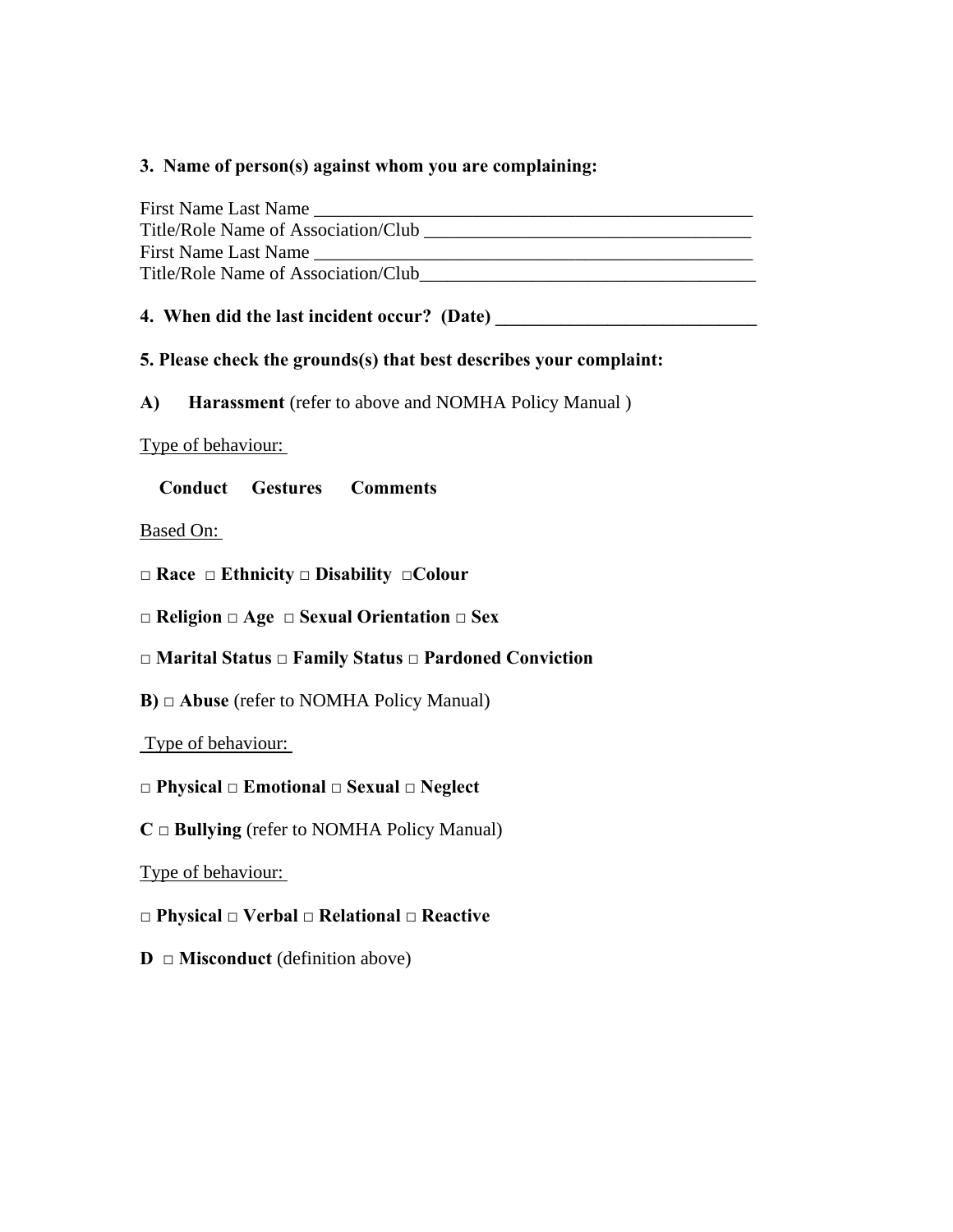**3. Name of person(s) against whom you are complaining:**

First Name Last Name ________________________________________________
Title/Role Name of Association/Club ___________________________________
First Name Last Name ________________________________________________
Title/Role Name of Association/Club____________________________________

**4. When did the last incident occur? (Date) ____________________________**

**5. Please check the grounds(s) that best describes your complaint:**

**A) Harassment** (refer to above and NOMHA Policy Manual )

Type of behaviour:

**Conduct Gestures Comments**

Based On:

**□ Race □ Ethnicity □ Disability □Colour**

**□ Religion □ Age □ Sexual Orientation □ Sex**

**□ Marital Status □ Family Status □ Pardoned Conviction**

**B) □ Abuse** (refer to NOMHA Policy Manual)

Type of behaviour:

**□ Physical □ Emotional □ Sexual □ Neglect**

**C □ Bullying** (refer to NOMHA Policy Manual)

Type of behaviour:

**□ Physical □ Verbal □ Relational □ Reactive**

**D □ Misconduct** (definition above)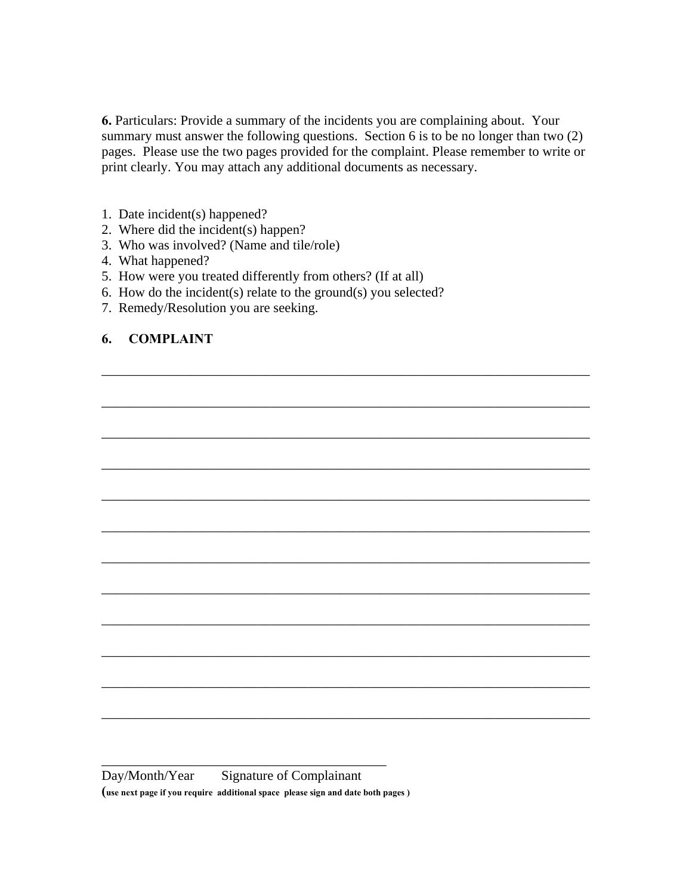**6.** Particulars: Provide a summary of the incidents you are complaining about. Your summary must answer the following questions. Section 6 is to be no longer than two (2) pages. Please use the two pages provided for the complaint. Please remember to write or print clearly. You may attach any additional documents as necessary.

1. Date incident(s) happened?
2. Where did the incident(s) happen?
3. Who was involved? (Name and tile/role)
4. What happened?
5. How were you treated differently from others? (If at all)
6. How do the incident(s) relate to the ground(s) you selected?
7. Remedy/Resolution you are seeking.

**6. COMPLAINT**

______________________________________________________________________

______________________________________________________________________

______________________________________________________________________

______________________________________________________________________

______________________________________________________________________

______________________________________________________________________

______________________________________________________________________

______________________________________________________________________

______________________________________________________________________

______________________________________________________________________

______________________________________________________________________

______________________________________________________________________

___________________________________________

Day/Month/Year Signature of Complainant

(**use next page if you require additional space please sign and date both pages** )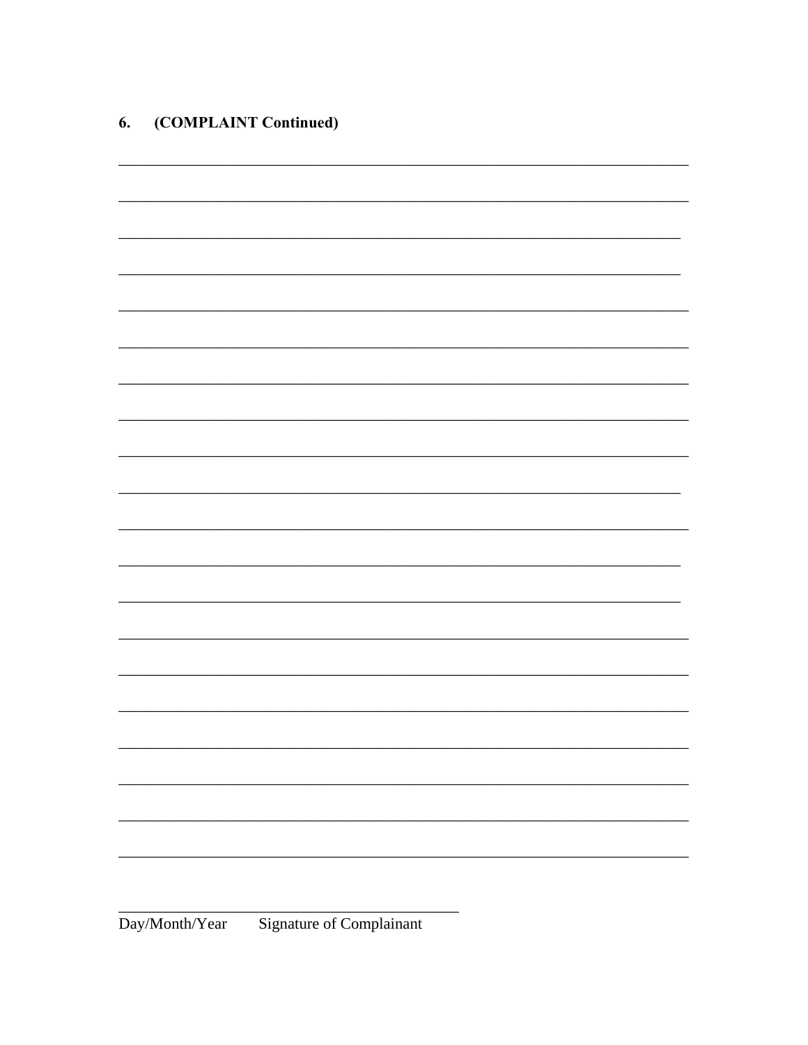**6. (COMPLAINT Continued)**

_______________________________________________________________________________

_______________________________________________________________________________

_______________________________________________________________________________

_______________________________________________________________________________

_______________________________________________________________________________

_______________________________________________________________________________

_______________________________________________________________________________

_______________________________________________________________________________

_______________________________________________________________________________

_______________________________________________________________________________

_______________________________________________________________________________

_______________________________________________________________________________

_______________________________________________________________________________

_______________________________________________________________________________

_______________________________________________________________________________

_______________________________________________________________________________

_______________________________________________________________________________

_______________________________________________________________________________

_______________________________________________________________________________

_______________________________________________________________________________

_______________________________________________
Day/Month/Year        Signature of Complainant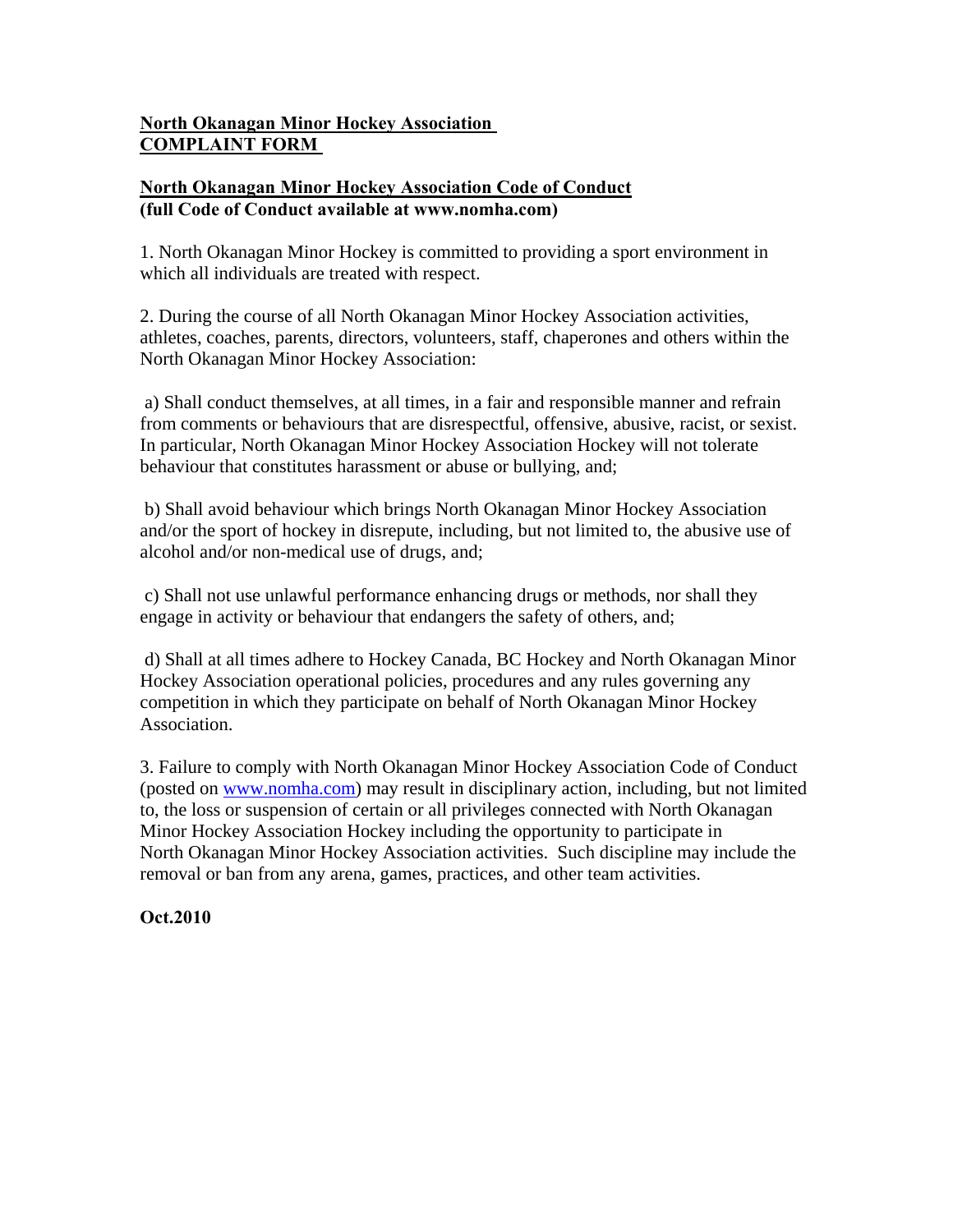**North Okanagan Minor Hockey Association**
**COMPLAINT FORM**

**North Okanagan Minor Hockey Association Code of Conduct**
**(full Code of Conduct available at www.nomha.com)**

1. North Okanagan Minor Hockey is committed to providing a sport environment in which all individuals are treated with respect.

2. During the course of all North Okanagan Minor Hockey Association activities, athletes, coaches, parents, directors, volunteers, staff, chaperones and others within the North Okanagan Minor Hockey Association:

a) Shall conduct themselves, at all times, in a fair and responsible manner and refrain from comments or behaviours that are disrespectful, offensive, abusive, racist, or sexist. In particular, North Okanagan Minor Hockey Association Hockey will not tolerate behaviour that constitutes harassment or abuse or bullying, and;

b) Shall avoid behaviour which brings North Okanagan Minor Hockey Association and/or the sport of hockey in disrepute, including, but not limited to, the abusive use of alcohol and/or non-medical use of drugs, and;

c) Shall not use unlawful performance enhancing drugs or methods, nor shall they engage in activity or behaviour that endangers the safety of others, and;

d) Shall at all times adhere to Hockey Canada, BC Hockey and North Okanagan Minor Hockey Association operational policies, procedures and any rules governing any competition in which they participate on behalf of North Okanagan Minor Hockey Association.

3. Failure to comply with North Okanagan Minor Hockey Association Code of Conduct (posted on www.nomha.com) may result in disciplinary action, including, but not limited to, the loss or suspension of certain or all privileges connected with North Okanagan Minor Hockey Association Hockey including the opportunity to participate in North Okanagan Minor Hockey Association activities. Such discipline may include the removal or ban from any arena, games, practices, and other team activities.

**Oct.2010**